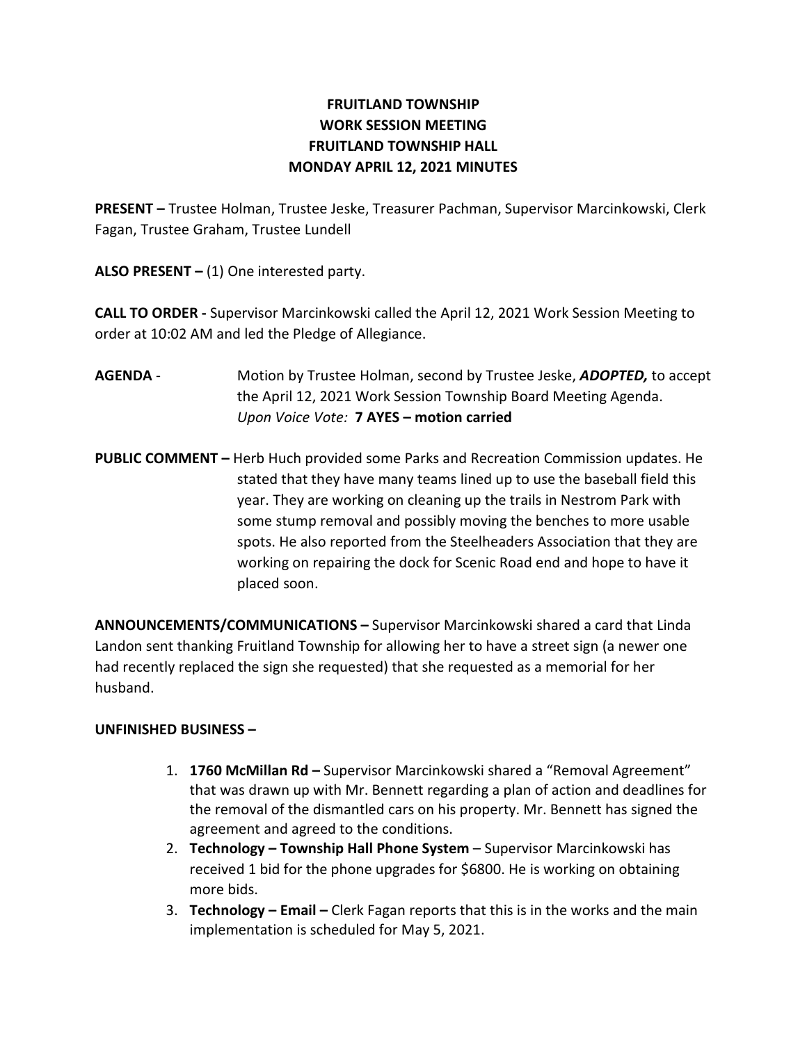# FRUITLAND TOWNSHIP
# WORK SESSION MEETING
# FRUITLAND TOWNSHIP HALL
# MONDAY APRIL 12, 2021 MINUTES

**PRESENT –** Trustee Holman, Trustee Jeske, Treasurer Pachman, Supervisor Marcinkowski, Clerk Fagan, Trustee Graham, Trustee Lundell

**ALSO PRESENT –** (1) One interested party.

**CALL TO ORDER -** Supervisor Marcinkowski called the April 12, 2021 Work Session Meeting to order at 10:02 AM and led the Pledge of Allegiance.

**AGENDA** - Motion by Trustee Holman, second by Trustee Jeske, ***ADOPTED,*** to accept the April 12, 2021 Work Session Township Board Meeting Agenda.
*Upon Voice Vote:* **7 AYES – motion carried**

**PUBLIC COMMENT –** Herb Huch provided some Parks and Recreation Commission updates. He stated that they have many teams lined up to use the baseball field this year. They are working on cleaning up the trails in Nestrom Park with some stump removal and possibly moving the benches to more usable spots. He also reported from the Steelheaders Association that they are working on repairing the dock for Scenic Road end and hope to have it placed soon.

**ANNOUNCEMENTS/COMMUNICATIONS –** Supervisor Marcinkowski shared a card that Linda Landon sent thanking Fruitland Township for allowing her to have a street sign (a newer one had recently replaced the sign she requested) that she requested as a memorial for her husband.

**UNFINISHED BUSINESS –**

1. **1760 McMillan Rd –** Supervisor Marcinkowski shared a "Removal Agreement" that was drawn up with Mr. Bennett regarding a plan of action and deadlines for the removal of the dismantled cars on his property. Mr. Bennett has signed the agreement and agreed to the conditions.
2. **Technology – Township Hall Phone System** – Supervisor Marcinkowski has received 1 bid for the phone upgrades for $6800. He is working on obtaining more bids.
3. **Technology – Email –** Clerk Fagan reports that this is in the works and the main implementation is scheduled for May 5, 2021.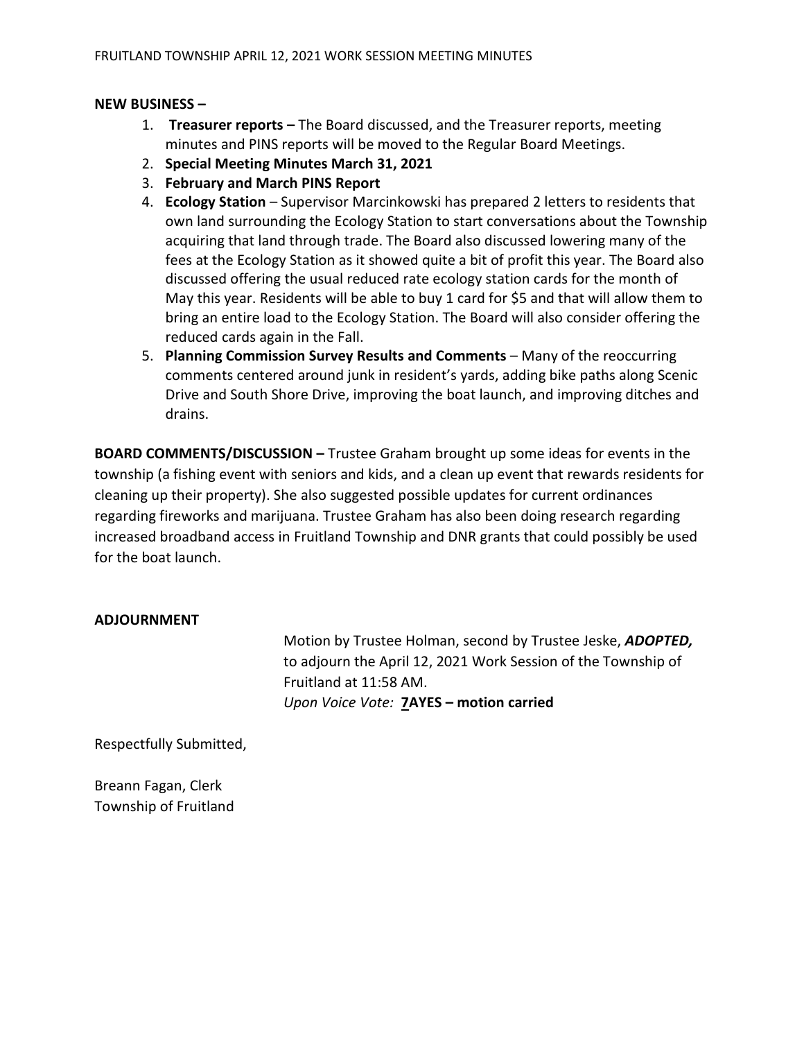**NEW BUSINESS –**

1. **Treasurer reports –** The Board discussed, and the Treasurer reports, meeting minutes and PINS reports will be moved to the Regular Board Meetings.
2. **Special Meeting Minutes March 31, 2021**
3. **February and March PINS Report**
4. **Ecology Station** – Supervisor Marcinkowski has prepared 2 letters to residents that own land surrounding the Ecology Station to start conversations about the Township acquiring that land through trade. The Board also discussed lowering many of the fees at the Ecology Station as it showed quite a bit of profit this year. The Board also discussed offering the usual reduced rate ecology station cards for the month of May this year. Residents will be able to buy 1 card for $5 and that will allow them to bring an entire load to the Ecology Station. The Board will also consider offering the reduced cards again in the Fall.
5. **Planning Commission Survey Results and Comments** – Many of the reoccurring comments centered around junk in resident's yards, adding bike paths along Scenic Drive and South Shore Drive, improving the boat launch, and improving ditches and drains.

**BOARD COMMENTS/DISCUSSION –** Trustee Graham brought up some ideas for events in the township (a fishing event with seniors and kids, and a clean up event that rewards residents for cleaning up their property). She also suggested possible updates for current ordinances regarding fireworks and marijuana. Trustee Graham has also been doing research regarding increased broadband access in Fruitland Township and DNR grants that could possibly be used for the boat launch.

**ADJOURNMENT**

Motion by Trustee Holman, second by Trustee Jeske, ***ADOPTED,*** to adjourn the April 12, 2021 Work Session of the Township of Fruitland at 11:58 AM.
*Upon Voice Vote:* **7AYES – motion carried**

Respectfully Submitted,

Breann Fagan, Clerk
Township of Fruitland